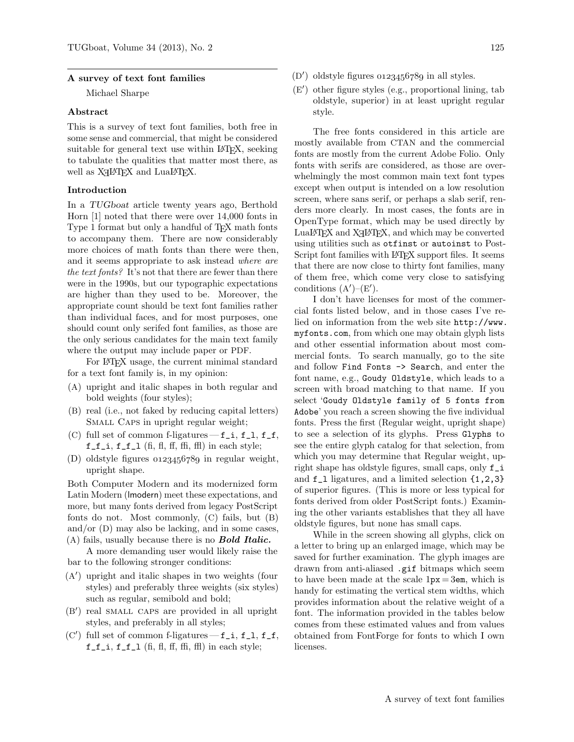## A survey of text font families

Michael Sharpe

### Abstract

This is a survey of text font families, both free in some sense and commercial, that might be considered suitable for general text use within LaTeX, seeking to tabulate the qualities that matter most there, as well as XeLaTeX and LuaLaTeX.

### Introduction

In a *TUGboat* article twenty years ago, Berthold Horn [1] noted that there were over 14,000 fonts in Type 1 format but only a handful of TeX math fonts to accompany them. There are now considerably more choices of math fonts than there were then, and it seems appropriate to ask instead *where are the text fonts?* It's not that there are fewer than there were in the 1990s, but our typographic expectations are higher than they used to be. Moreover, the appropriate count should be text font families rather than individual faces, and for most purposes, one should count only serifed font families, as those are the only serious candidates for the main text family where the output may include paper or PDF.

For LaTeX usage, the current minimal standard for a text font family is, in my opinion:

- (A) upright and italic shapes in both regular and bold weights (four styles);
- (B) real (i.e., not faked by reducing capital letters) Small Caps in upright regular weight;
- (C) full set of common f-ligatures — `f_i`, `f_l`, `f_f`, `f_f_i`, `f_f_l` (fi, fl, ff, ffi, ffl) in each style;
- (D) oldstyle figures 0123456789 in regular weight, upright shape.

Both Computer Modern and its modernized form Latin Modern (lmodern) meet these expectations, and more, but many fonts derived from legacy PostScript fonts do not. Most commonly, (C) fails, but (B) and/or (D) may also be lacking, and in some cases, (A) fails, usually because there is no ***Bold Italic.***

A more demanding user would likely raise the bar to the following stronger conditions:

- (A′) upright and italic shapes in two weights (four styles) and preferably three weights (six styles) such as regular, semibold and bold;
- (B′) real small caps are provided in all upright styles, and preferably in all styles;
- (C′) full set of common f-ligatures — `f_i`, `f_l`, `f_f`, `f_f_i`, `f_f_l` (fi, fl, ff, ffi, ffl) in each style;
- (D′) oldstyle figures 0123456789 in all styles.
- (E′) other figure styles (e.g., proportional lining, tab oldstyle, superior) in at least upright regular style.

The free fonts considered in this article are mostly available from CTAN and the commercial fonts are mostly from the current Adobe Folio. Only fonts with serifs are considered, as those are overwhelmingly the most common main text font types except when output is intended on a low resolution screen, where sans serif, or perhaps a slab serif, renders more clearly. In most cases, the fonts are in OpenType format, which may be used directly by LuaLaTeX and XeLaTeX, and which may be converted using utilities such as `otfinst` or `autoinst` to PostScript font families with LaTeX support files. It seems that there are now close to thirty font families, many of them free, which come very close to satisfying conditions (A′)–(E′).

I don't have licenses for most of the commercial fonts listed below, and in those cases I've relied on information from the web site `http://www.myfonts.com`, from which one may obtain glyph lists and other essential information about most commercial fonts. To search manually, go to the site and follow `Find Fonts -> Search`, and enter the font name, e.g., `Goudy Oldstyle`, which leads to a screen with broad matching to that name. If you select '`Goudy Oldstyle family of 5 fonts from Adobe`' you reach a screen showing the five individual fonts. Press the first (Regular weight, upright shape) to see a selection of its glyphs. Press `Glyphs` to see the entire glyph catalog for that selection, from which you may determine that Regular weight, upright shape has oldstyle figures, small caps, only `f_i` and `f_l` ligatures, and a limited selection `{1,2,3}` of superior figures. (This is more or less typical for fonts derived from older PostScript fonts.) Examining the other variants establishes that they all have oldstyle figures, but none has small caps.

While in the screen showing all glyphs, click on a letter to bring up an enlarged image, which may be saved for further examination. The glyph images are drawn from anti-aliased `.gif` bitmaps which seem to have been made at the scale `1px = 3em`, which is handy for estimating the vertical stem widths, which provides information about the relative weight of a font. The information provided in the tables below comes from these estimated values and from values obtained from FontForge for fonts to which I own licenses.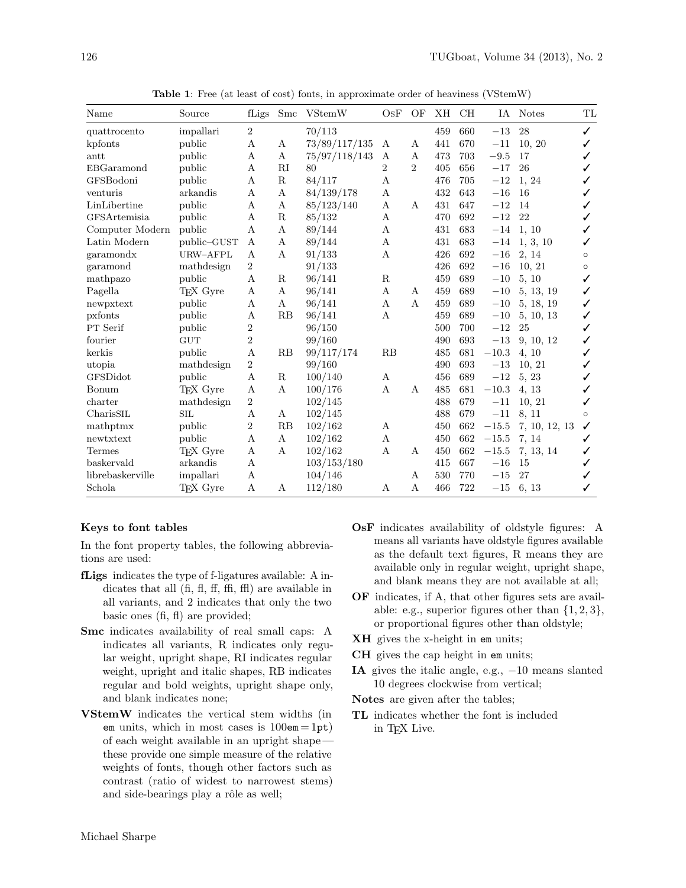**Table 1**: Free (at least of cost) fonts, in approximate order of heaviness (VStemW)

| Name | Source | fLigs | Smc | VStemW | OsF | OF | XH | CH | IA | Notes | TL |
|---|---|---|---|---|---|---|---|---|---|---|---|
| quattrocento | impallari | 2 | | 70/113 | | | 459 | 660 | −13 | 28 | ✓ |
| kpfonts | public | A | A | 73/89/117/135 | A | A | 441 | 670 | −11 | 10, 20 | ✓ |
| antt | public | A | A | 75/97/118/143 | A | A | 473 | 703 | −9.5 | 17 | ✓ |
| EBGaramond | public | A | RI | 80 | 2 | 2 | 405 | 656 | −17 | 26 | ✓ |
| GFSBodoni | public | A | R | 84/117 | A | | 476 | 705 | −12 | 1, 24 | ✓ |
| venturis | arkandis | A | A | 84/139/178 | A | | 432 | 643 | −16 | 16 | ✓ |
| LinLibertine | public | A | A | 85/123/140 | A | A | 431 | 647 | −12 | 14 | ✓ |
| GFSArtemisia | public | A | R | 85/132 | A | | 470 | 692 | −12 | 22 | ✓ |
| Computer Modern | public | A | A | 89/144 | A | | 431 | 683 | −14 | 1, 10 | ✓ |
| Latin Modern | public–GUST | A | A | 89/144 | A | | 431 | 683 | −14 | 1, 3, 10 | ✓ |
| garamondx | URW–AFPL | A | A | 91/133 | A | | 426 | 692 | −16 | 2, 14 | ○ |
| garamond | mathdesign | 2 | | 91/133 | | | 426 | 692 | −16 | 10, 21 | ○ |
| mathpazo | public | A | R | 96/141 | R | | 459 | 689 | −10 | 5, 10 | ✓ |
| Pagella | TEX Gyre | A | A | 96/141 | A | A | 459 | 689 | −10 | 5, 13, 19 | ✓ |
| newpxtext | public | A | A | 96/141 | A | A | 459 | 689 | −10 | 5, 18, 19 | ✓ |
| pxfonts | public | A | RB | 96/141 | A | | 459 | 689 | −10 | 5, 10, 13 | ✓ |
| PT Serif | public | 2 | | 96/150 | | | 500 | 700 | −12 | 25 | ✓ |
| fourier | GUT | 2 | | 99/160 | | | 490 | 693 | −13 | 9, 10, 12 | ✓ |
| kerkis | public | A | RB | 99/117/174 | RB | | 485 | 681 | −10.3 | 4, 10 | ✓ |
| utopia | mathdesign | 2 | | 99/160 | | | 490 | 693 | −13 | 10, 21 | ✓ |
| GFSDidot | public | A | R | 100/140 | A | | 456 | 689 | −12 | 5, 23 | ✓ |
| Bonum | TEX Gyre | A | A | 100/176 | A | A | 485 | 681 | −10.3 | 4, 13 | ✓ |
| charter | mathdesign | 2 | | 102/145 | | | 488 | 679 | −11 | 10, 21 | ✓ |
| CharisSIL | SIL | A | A | 102/145 | | | 488 | 679 | −11 | 8, 11 | ○ |
| mathptmx | public | 2 | RB | 102/162 | A | | 450 | 662 | −15.5 | 7, 10, 12, 13 | ✓ |
| newtxtext | public | A | A | 102/162 | A | | 450 | 662 | −15.5 | 7, 14 | ✓ |
| Termes | TEX Gyre | A | A | 102/162 | A | A | 450 | 662 | −15.5 | 7, 13, 14 | ✓ |
| baskervald | arkandis | A | | 103/153/180 | | | 415 | 667 | −16 | 15 | ✓ |
| librebaskerville | impallari | A | | 104/146 | | A | 530 | 770 | −15 | 27 | ✓ |
| Schola | TEX Gyre | A | A | 112/180 | A | A | 466 | 722 | −15 | 6, 13 | ✓ |

### Keys to font tables

In the font property tables, the following abbreviations are used:

**fLigs** indicates the type of f-ligatures available: A indicates that all (fi, fl, ff, ffi, ffl) are available in all variants, and 2 indicates that only the two basic ones (fi, fl) are provided;

**Smc** indicates availability of real small caps: A indicates all variants, R indicates only regular weight, upright shape, RI indicates regular weight, upright and italic shapes, RB indicates regular and bold weights, upright shape only, and blank indicates none;

**VStemW** indicates the vertical stem widths (in em units, which in most cases is $100\texttt{em} = 1\texttt{pt}$) of each weight available in an upright shape — these provide one simple measure of the relative weights of fonts, though other factors such as contrast (ratio of widest to narrowest stems) and side-bearings play a rôle as well;

**OsF** indicates availability of oldstyle figures: A means all variants have oldstyle figures available as the default text figures, R means they are available only in regular weight, upright shape, and blank means they are not available at all;

**OF** indicates, if A, that other figures sets are available: e.g., superior figures other than $\{1, 2, 3\}$, or proportional figures other than oldstyle;

**XH** gives the x-height in em units;

**CH** gives the cap height in em units;

**IA** gives the italic angle, e.g., −10 means slanted 10 degrees clockwise from vertical;

**Notes** are given after the tables;

**TL** indicates whether the font is included in TEX Live.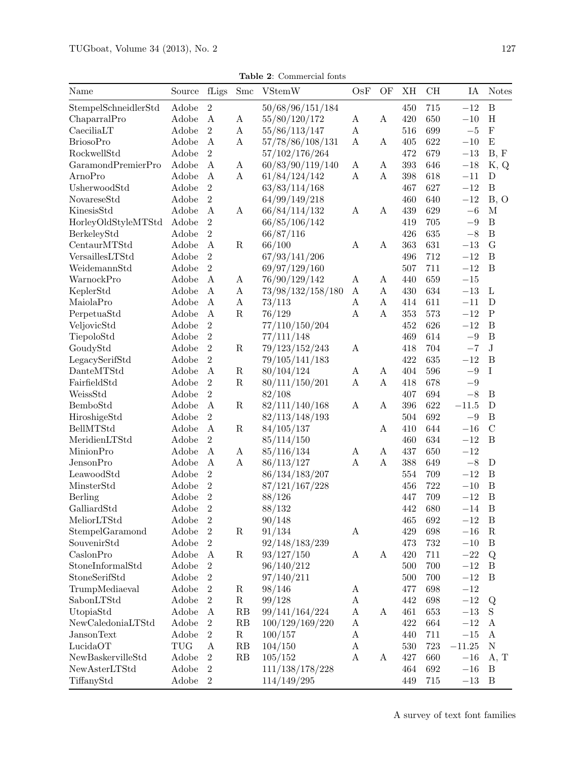**Table 2**: Commercial fonts

| Name | Source | fLigs | Smc | VStemW | OsF | OF | XH | CH | IA | Notes |
|---|---|---|---|---|---|---|---|---|---|---|
| StempelSchneidlerStd | Adobe | 2 | | 50/68/96/151/184 | | | 450 | 715 | −12 | B |
| ChaparralPro | Adobe | A | A | 55/80/120/172 | A | A | 420 | 650 | −10 | H |
| CaeciliaLT | Adobe | 2 | A | 55/86/113/147 | A | | 516 | 699 | −5 | F |
| BriosoPro | Adobe | A | A | 57/78/86/108/131 | A | A | 405 | 622 | −10 | E |
| RockwellStd | Adobe | 2 | | 57/102/176/264 | | | 472 | 679 | −13 | B, F |
| GaramondPremierPro | Adobe | A | A | 60/83/90/119/140 | A | A | 393 | 646 | −18 | K, Q |
| ArnoPro | Adobe | A | A | 61/84/124/142 | A | A | 398 | 618 | −11 | D |
| UsherwoodStd | Adobe | 2 | | 63/83/114/168 | | | 467 | 627 | −12 | B |
| NovareseStd | Adobe | 2 | | 64/99/149/218 | | | 460 | 640 | −12 | B, O |
| KinesisStd | Adobe | A | A | 66/84/114/132 | A | A | 439 | 629 | −6 | M |
| HorleyOldStyleMTStd | Adobe | 2 | | 66/85/106/142 | | | 419 | 705 | −9 | B |
| BerkeleyStd | Adobe | 2 | | 66/87/116 | | | 426 | 635 | −8 | B |
| CentaurMTStd | Adobe | A | R | 66/100 | A | A | 363 | 631 | −13 | G |
| VersaillesLTStd | Adobe | 2 | | 67/93/141/206 | | | 496 | 712 | −12 | B |
| WeidemannStd | Adobe | 2 | | 69/97/129/160 | | | 507 | 711 | −12 | B |
| WarnockPro | Adobe | A | A | 76/90/129/142 | A | A | 440 | 659 | −15 | |
| KeplerStd | Adobe | A | A | 73/98/132/158/180 | A | A | 430 | 634 | −13 | L |
| MaiolaPro | Adobe | A | A | 73/113 | A | A | 414 | 611 | −11 | D |
| PerpetuaStd | Adobe | A | R | 76/129 | A | A | 353 | 573 | −12 | P |
| VeljovicStd | Adobe | 2 | | 77/110/150/204 | | | 452 | 626 | −12 | B |
| TiepoloStd | Adobe | 2 | | 77/111/148 | | | 469 | 614 | −9 | B |
| GoudyStd | Adobe | 2 | R | 79/123/152/243 | A | | 418 | 704 | −7 | J |
| LegacySerifStd | Adobe | 2 | | 79/105/141/183 | | | 422 | 635 | −12 | B |
| DanteMTStd | Adobe | A | R | 80/104/124 | A | A | 404 | 596 | −9 | I |
| FairfieldStd | Adobe | 2 | R | 80/111/150/201 | A | A | 418 | 678 | −9 | |
| WeissStd | Adobe | 2 | | 82/108 | | | 407 | 694 | −8 | B |
| BemboStd | Adobe | A | R | 82/111/140/168 | A | A | 396 | 622 | −11.5 | D |
| HiroshigeStd | Adobe | 2 | | 82/113/148/193 | | | 504 | 692 | −9 | B |
| BellMTStd | Adobe | A | R | 84/105/137 | | A | 410 | 644 | −16 | C |
| MeridienLTStd | Adobe | 2 | | 85/114/150 | | | 460 | 634 | −12 | B |
| MinionPro | Adobe | A | A | 85/116/134 | A | A | 437 | 650 | −12 | |
| JensonPro | Adobe | A | A | 86/113/127 | A | A | 388 | 649 | −8 | D |
| LeawoodStd | Adobe | 2 | | 86/134/183/207 | | | 554 | 709 | −12 | B |
| MinsterStd | Adobe | 2 | | 87/121/167/228 | | | 456 | 722 | −10 | B |
| Berling | Adobe | 2 | | 88/126 | | | 447 | 709 | −12 | B |
| GalliardStd | Adobe | 2 | | 88/132 | | | 442 | 680 | −14 | B |
| MeliorLTStd | Adobe | 2 | | 90/148 | | | 465 | 692 | −12 | B |
| StempelGaramond | Adobe | 2 | R | 91/134 | A | | 429 | 698 | −16 | R |
| SouvenirStd | Adobe | 2 | | 92/148/183/239 | | | 473 | 732 | −10 | B |
| CaslonPro | Adobe | A | R | 93/127/150 | A | A | 420 | 711 | −22 | Q |
| StoneInformalStd | Adobe | 2 | | 96/140/212 | | | 500 | 700 | −12 | B |
| StoneSerifStd | Adobe | 2 | | 97/140/211 | | | 500 | 700 | −12 | B |
| TrumpMediaeval | Adobe | 2 | R | 98/146 | A | | 477 | 698 | −12 | |
| SabonLTStd | Adobe | 2 | R | 99/128 | A | | 442 | 698 | −12 | Q |
| UtopiaStd | Adobe | A | RB | 99/141/164/224 | A | A | 461 | 653 | −13 | S |
| NewCaledoniaLTStd | Adobe | 2 | RB | 100/129/169/220 | A | | 422 | 664 | −12 | A |
| JansonText | Adobe | 2 | R | 100/157 | A | | 440 | 711 | −15 | A |
| LucidaOT | TUG | A | RB | 104/150 | A | | 530 | 723 | −11.25 | N |
| NewBaskervilleStd | Adobe | 2 | RB | 105/152 | A | A | 427 | 660 | −16 | A, T |
| NewAsterLTStd | Adobe | 2 | | 111/138/178/228 | | | 464 | 692 | −16 | B |
| TiffanyStd | Adobe | 2 | | 114/149/295 | | | 449 | 715 | −13 | B |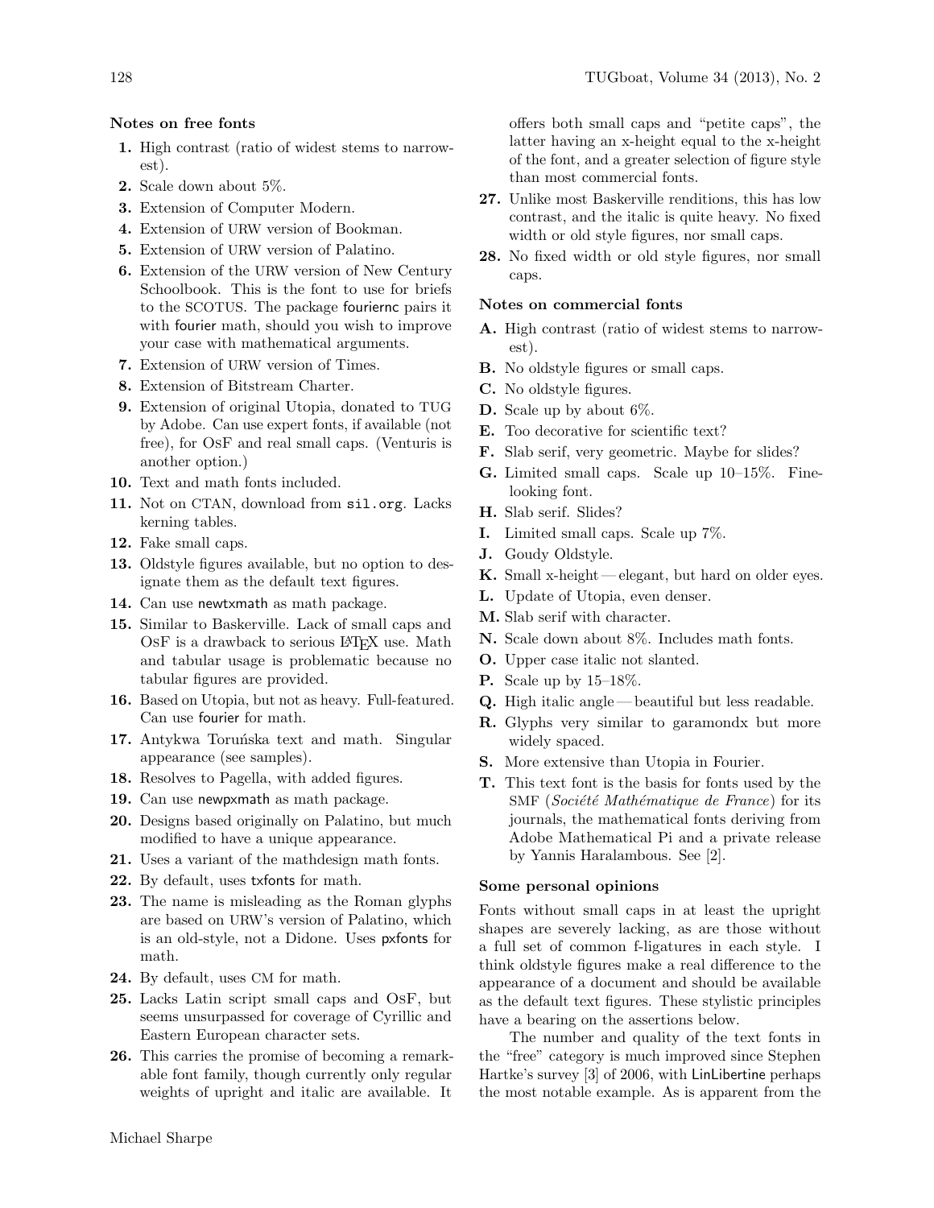### Notes on free fonts

1. High contrast (ratio of widest stems to narrowest).
2. Scale down about 5%.
3. Extension of Computer Modern.
4. Extension of URW version of Bookman.
5. Extension of URW version of Palatino.
6. Extension of the URW version of New Century Schoolbook. This is the font to use for briefs to the SCOTUS. The package fouriernc pairs it with fourier math, should you wish to improve your case with mathematical arguments.
7. Extension of URW version of Times.
8. Extension of Bitstream Charter.
9. Extension of original Utopia, donated to TUG by Adobe. Can use expert fonts, if available (not free), for OsF and real small caps. (Venturis is another option.)
10. Text and math fonts included.
11. Not on CTAN, download from `sil.org`. Lacks kerning tables.
12. Fake small caps.
13. Oldstyle figures available, but no option to designate them as the default text figures.
14. Can use newtxmath as math package.
15. Similar to Baskerville. Lack of small caps and OsF is a drawback to serious LaTeX use. Math and tabular usage is problematic because no tabular figures are provided.
16. Based on Utopia, but not as heavy. Full-featured. Can use fourier for math.
17. Antykwa Toruńska text and math. Singular appearance (see samples).
18. Resolves to Pagella, with added figures.
19. Can use newpxmath as math package.
20. Designs based originally on Palatino, but much modified to have a unique appearance.
21. Uses a variant of the mathdesign math fonts.
22. By default, uses txfonts for math.
23. The name is misleading as the Roman glyphs are based on URW's version of Palatino, which is an old-style, not a Didone. Uses pxfonts for math.
24. By default, uses CM for math.
25. Lacks Latin script small caps and OsF, but seems unsurpassed for coverage of Cyrillic and Eastern European character sets.
26. This carries the promise of becoming a remarkable font family, though currently only regular weights of upright and italic are available. It offers both small caps and "petite caps", the latter having an x-height equal to the x-height of the font, and a greater selection of figure style than most commercial fonts.
27. Unlike most Baskerville renditions, this has low contrast, and the italic is quite heavy. No fixed width or old style figures, nor small caps.
28. No fixed width or old style figures, nor small caps.

### Notes on commercial fonts

- **A.** High contrast (ratio of widest stems to narrowest).
- **B.** No oldstyle figures or small caps.
- **C.** No oldstyle figures.
- **D.** Scale up by about 6%.
- **E.** Too decorative for scientific text?
- **F.** Slab serif, very geometric. Maybe for slides?
- **G.** Limited small caps. Scale up 10–15%. Fine-looking font.
- **H.** Slab serif. Slides?
- **I.** Limited small caps. Scale up 7%.
- **J.** Goudy Oldstyle.
- **K.** Small x-height — elegant, but hard on older eyes.
- **L.** Update of Utopia, even denser.
- **M.** Slab serif with character.
- **N.** Scale down about 8%. Includes math fonts.
- **O.** Upper case italic not slanted.
- **P.** Scale up by 15–18%.
- **Q.** High italic angle — beautiful but less readable.
- **R.** Glyphs very similar to garamondx but more widely spaced.
- **S.** More extensive than Utopia in Fourier.
- **T.** This text font is the basis for fonts used by the SMF (*Société Mathématique de France*) for its journals, the mathematical fonts deriving from Adobe Mathematical Pi and a private release by Yannis Haralambous. See [2].

### Some personal opinions

Fonts without small caps in at least the upright shapes are severely lacking, as are those without a full set of common f-ligatures in each style. I think oldstyle figures make a real difference to the appearance of a document and should be available as the default text figures. These stylistic principles have a bearing on the assertions below.

The number and quality of the text fonts in the "free" category is much improved since Stephen Hartke's survey [3] of 2006, with LinLibertine perhaps the most notable example. As is apparent from the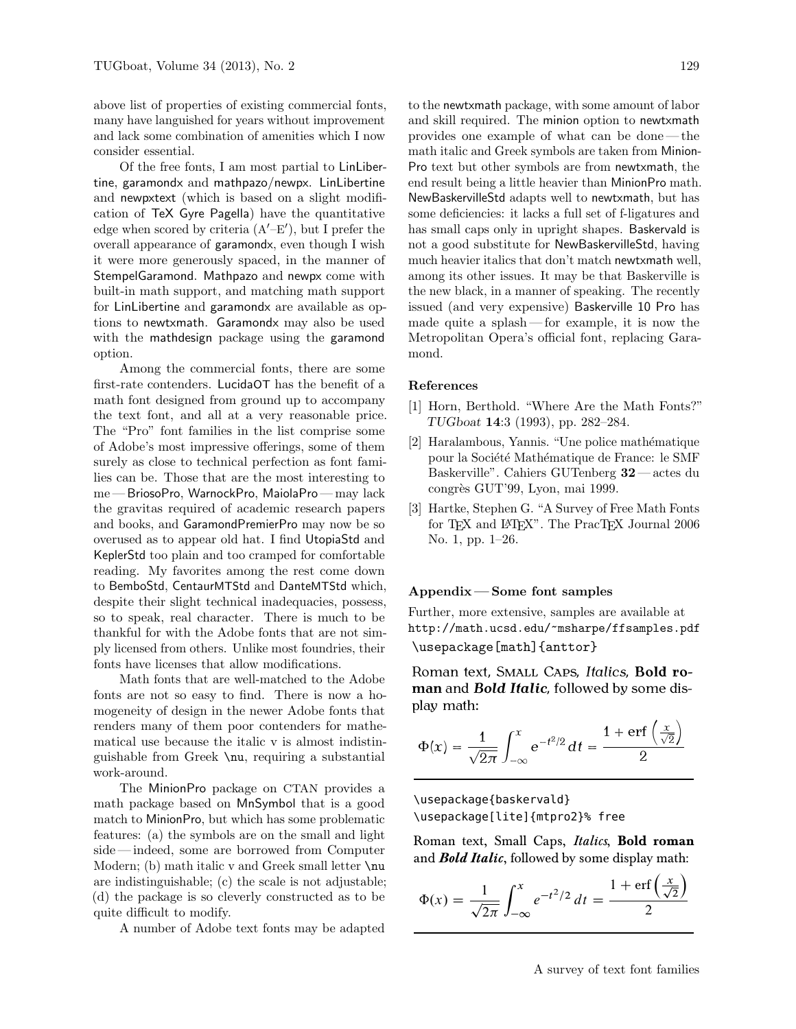above list of properties of existing commercial fonts, many have languished for years without improvement and lack some combination of amenities which I now consider essential.

Of the free fonts, I am most partial to LinLibertine, garamondx and mathpazo/newpx. LinLibertine and newpxtext (which is based on a slight modification of TeX Gyre Pagella) have the quantitative edge when scored by criteria (A′–E′), but I prefer the overall appearance of garamondx, even though I wish it were more generously spaced, in the manner of StempelGaramond. Mathpazo and newpx come with built-in math support, and matching math support for LinLibertine and garamondx are available as options to newtxmath. Garamondx may also be used with the mathdesign package using the garamond option.

Among the commercial fonts, there are some first-rate contenders. LucidaOT has the benefit of a math font designed from ground up to accompany the text font, and all at a very reasonable price. The "Pro" font families in the list comprise some of Adobe's most impressive offerings, some of them surely as close to technical perfection as font families can be. Those that are the most interesting to me — BriosoPro, WarnockPro, MaiolaPro — may lack the gravitas required of academic research papers and books, and GaramondPremierPro may now be so overused as to appear old hat. I find UtopiaStd and KeplerStd too plain and too cramped for comfortable reading. My favorites among the rest come down to BemboStd, CentaurMTStd and DanteMTStd which, despite their slight technical inadequacies, possess, so to speak, real character. There is much to be thankful for with the Adobe fonts that are not simply licensed from others. Unlike most foundries, their fonts have licenses that allow modifications.

Math fonts that are well-matched to the Adobe fonts are not so easy to find. There is now a homogeneity of design in the newer Adobe fonts that renders many of them poor contenders for mathematical use because the italic v is almost indistinguishable from Greek \nu, requiring a substantial work-around.

The MinionPro package on CTAN provides a math package based on MnSymbol that is a good match to MinionPro, but which has some problematic features: (a) the symbols are on the small and light side — indeed, some are borrowed from Computer Modern; (b) math italic v and Greek small letter \nu are indistinguishable; (c) the scale is not adjustable; (d) the package is so cleverly constructed as to be quite difficult to modify.

A number of Adobe text fonts may be adapted to the newtxmath package, with some amount of labor and skill required. The minion option to newtxmath provides one example of what can be done — the math italic and Greek symbols are taken from MinionPro text but other symbols are from newtxmath, the end result being a little heavier than MinionPro math. NewBaskervilleStd adapts well to newtxmath, but has some deficiencies: it lacks a full set of f-ligatures and has small caps only in upright shapes. Baskervald is not a good substitute for NewBaskervilleStd, having much heavier italics that don't match newtxmath well, among its other issues. It may be that Baskerville is the new black, in a manner of speaking. The recently issued (and very expensive) Baskerville 10 Pro has made quite a splash — for example, it is now the Metropolitan Opera's official font, replacing Garamond.

### References

[1] Horn, Berthold. "Where Are the Math Fonts?" *TUGboat* **14**:3 (1993), pp. 282–284.

[2] Haralambous, Yannis. "Une police mathématique pour la Société Mathématique de France: le SMF Baskerville". Cahiers GUTenberg **32** — actes du congrès GUT'99, Lyon, mai 1999.

[3] Hartke, Stephen G. "A Survey of Free Math Fonts for TEX and LATEX". The PracTEX Journal 2006 No. 1, pp. 1–26.

### Appendix — Some font samples

Further, more extensive, samples are available at http://math.ucsd.edu/~msharpe/ffsamples.pdf

```
\usepackage[math]{anttor}
```

Roman text, Small Caps, *Italics*, **Bold roman** and ***Bold Italic***, followed by some display math:

$$\Phi(x) = \frac{1}{\sqrt{2\pi}} \int_{-\infty}^{x} e^{-t^2/2}\,dt = \frac{1 + \operatorname{erf}\left(\frac{x}{\sqrt{2}}\right)}{2}$$

```
\usepackage{baskervald}
\usepackage[lite]{mtpro2}% free
```

Roman text, Small Caps, *Italics*, **Bold roman** and ***Bold Italic***, followed by some display math:

$$\Phi(x) = \frac{1}{\sqrt{2\pi}} \int_{-\infty}^{x} e^{-t^2/2}\,dt = \frac{1 + \operatorname{erf}\left(\frac{x}{\sqrt{2}}\right)}{2}$$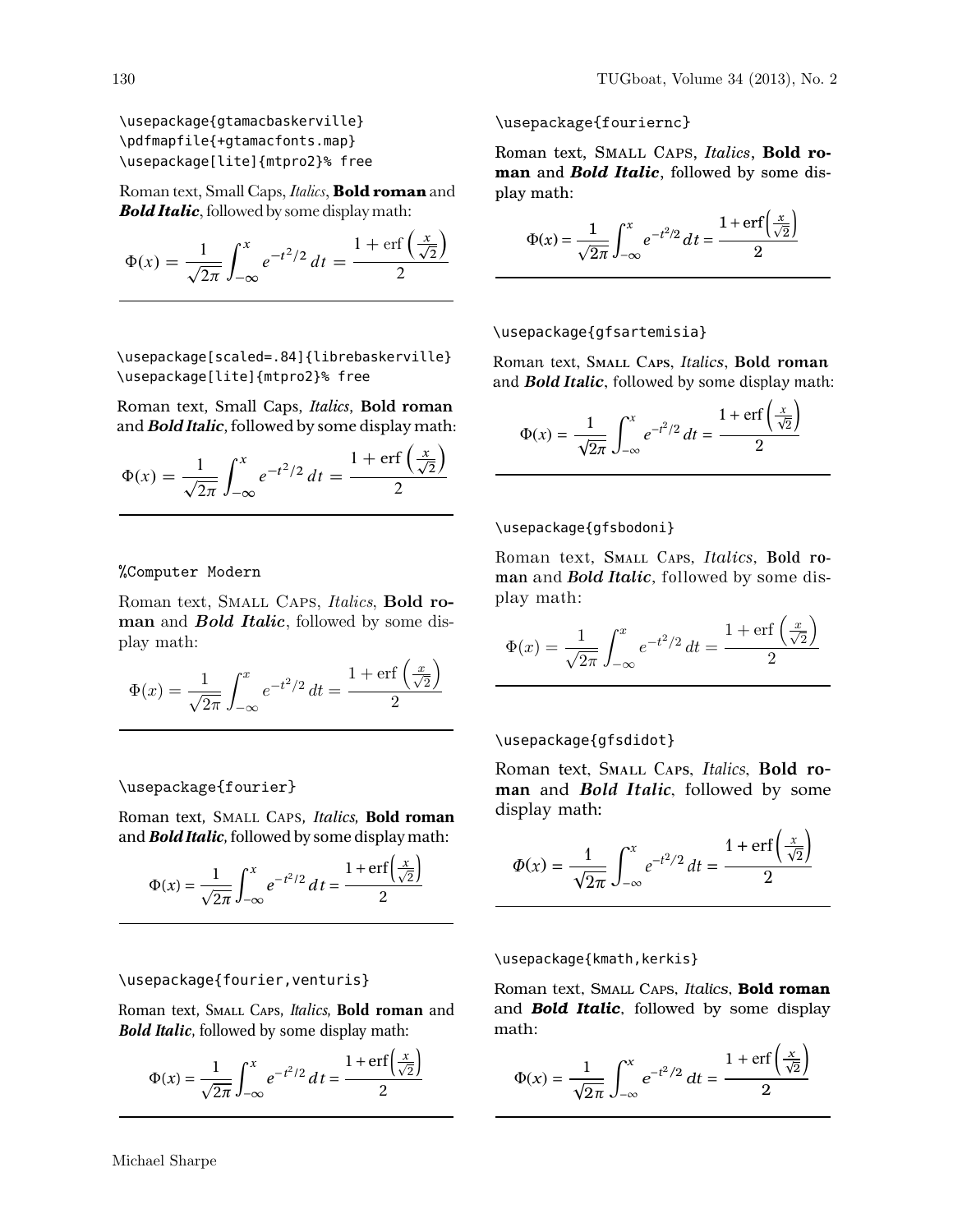```
\usepackage{gtamacbaskerville}
\pdfmapfile{+gtamacfonts.map}
\usepackage[lite]{mtpro2}% free
```

Roman text, Small Caps, *Italics*, **Bold roman** and ***Bold Italic***, followed by some display math:

$$\Phi(x) = \frac{1}{\sqrt{2\pi}} \int_{-\infty}^{x} e^{-t^2/2}\, dt = \frac{1 + \operatorname{erf}\left(\frac{x}{\sqrt{2}}\right)}{2}$$

---

```
\usepackage[scaled=.84]{librebaskerville}
\usepackage[lite]{mtpro2}% free
```

Roman text, Small Caps, *Italics*, **Bold roman** and ***Bold Italic***, followed by some display math:

$$\Phi(x) = \frac{1}{\sqrt{2\pi}} \int_{-\infty}^{x} e^{-t^2/2}\, dt = \frac{1 + \operatorname{erf}\left(\frac{x}{\sqrt{2}}\right)}{2}$$

---

```
%Computer Modern
```

Roman text, SMALL CAPS, *Italics*, **Bold roman** and ***Bold Italic***, followed by some display math:

$$\Phi(x) = \frac{1}{\sqrt{2\pi}} \int_{-\infty}^{x} e^{-t^2/2}\, dt = \frac{1 + \operatorname{erf}\left(\frac{x}{\sqrt{2}}\right)}{2}$$

---

```
\usepackage{fourier}
```

Roman text, SMALL CAPS, *Italics*, **Bold roman** and ***Bold Italic***, followed by some display math:

$$\Phi(x) = \frac{1}{\sqrt{2\pi}} \int_{-\infty}^{x} e^{-t^2/2}\, dt = \frac{1 + \operatorname{erf}\left(\frac{x}{\sqrt{2}}\right)}{2}$$

---

```
\usepackage{fourier,venturis}
```

Roman text, SMALL CAPS, *Italics*, **Bold roman** and ***Bold Italic***, followed by some display math:

$$\Phi(x) = \frac{1}{\sqrt{2\pi}} \int_{-\infty}^{x} e^{-t^2/2}\, dt = \frac{1 + \operatorname{erf}\left(\frac{x}{\sqrt{2}}\right)}{2}$$

---

```
\usepackage{fouriernc}
```

Roman text, SMALL CAPS, *Italics*, **Bold roman** and ***Bold Italic***, followed by some display math:

$$\Phi(x) = \frac{1}{\sqrt{2\pi}} \int_{-\infty}^{x} e^{-t^2/2}\, dt = \frac{1 + \operatorname{erf}\left(\frac{x}{\sqrt{2}}\right)}{2}$$

---

```
\usepackage{gfsartemisia}
```

Roman text, SMALL CAPS, *Italics*, **Bold roman** and ***Bold Italic***, followed by some display math:

$$\Phi(x) = \frac{1}{\sqrt{2\pi}} \int_{-\infty}^{x} e^{-t^2/2}\, dt = \frac{1 + \operatorname{erf}\left(\frac{x}{\sqrt{2}}\right)}{2}$$

---

```
\usepackage{gfsbodoni}
```

Roman text, SMALL CAPS, *Italics*, **Bold roman** and ***Bold Italic***, followed by some display math:

$$\Phi(x) = \frac{1}{\sqrt{2\pi}} \int_{-\infty}^{x} e^{-t^2/2}\, dt = \frac{1 + \operatorname{erf}\left(\frac{x}{\sqrt{2}}\right)}{2}$$

---

```
\usepackage{gfsdidot}
```

Roman text, SMALL CAPS, *Italics*, **Bold roman** and ***Bold Italic***, followed by some display math:

$$\Phi(x) = \frac{1}{\sqrt{2\pi}} \int_{-\infty}^{x} e^{-t^2/2}\, dt = \frac{1 + \operatorname{erf}\left(\frac{x}{\sqrt{2}}\right)}{2}$$

---

```
\usepackage{kmath,kerkis}
```

Roman text, SMALL CAPS, *Italics*, **Bold roman** and ***Bold Italic***, followed by some display math:

$$\Phi(x) = \frac{1}{\sqrt{2\pi}} \int_{-\infty}^{x} e^{-t^2/2}\, dt = \frac{1 + \operatorname{erf}\left(\frac{x}{\sqrt{2}}\right)}{2}$$

---

Michael Sharpe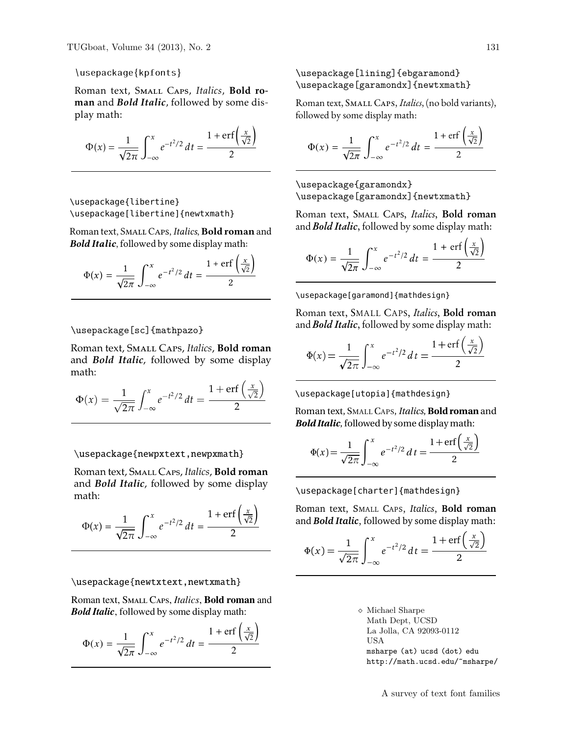```
\usepackage{kpfonts}
```

Roman text, Small Caps, *Italics*, **Bold roman** and ***Bold Italic***, followed by some display math:

$$\Phi(x) = \frac{1}{\sqrt{2\pi}} \int_{-\infty}^{x} e^{-t^2/2}\,dt = \frac{1 + \operatorname{erf}\left(\frac{x}{\sqrt{2}}\right)}{2}$$

---

```
\usepackage{libertine}
\usepackage[libertine]{newtxmath}
```

Roman text, Small Caps, *Italics*, **Bold roman** and ***Bold Italic***, followed by some display math:

$$\Phi(x) = \frac{1}{\sqrt{2\pi}} \int_{-\infty}^{x} e^{-t^2/2}\,dt = \frac{1 + \operatorname{erf}\left(\frac{x}{\sqrt{2}}\right)}{2}$$

---

```
\usepackage[sc]{mathpazo}
```

Roman text, Small Caps, *Italics*, **Bold roman** and ***Bold Italic***, followed by some display math:

$$\Phi(x) = \frac{1}{\sqrt{2\pi}} \int_{-\infty}^{x} e^{-t^2/2}\,dt = \frac{1 + \operatorname{erf}\left(\frac{x}{\sqrt{2}}\right)}{2}$$

---

```
\usepackage{newpxtext,newpxmath}
```

Roman text, Small Caps, *Italics*, **Bold roman** and ***Bold Italic***, followed by some display math:

$$\Phi(x) = \frac{1}{\sqrt{2\pi}} \int_{-\infty}^{x} e^{-t^2/2}\,dt = \frac{1 + \operatorname{erf}\left(\frac{x}{\sqrt{2}}\right)}{2}$$

---

```
\usepackage{newtxtext,newtxmath}
```

Roman text, Small Caps, *Italics*, **Bold roman** and ***Bold Italic***, followed by some display math:

$$\Phi(x) = \frac{1}{\sqrt{2\pi}} \int_{-\infty}^{x} e^{-t^2/2}\,dt = \frac{1 + \operatorname{erf}\left(\frac{x}{\sqrt{2}}\right)}{2}$$

---

```
\usepackage[lining]{ebgaramond}
\usepackage[garamondx]{newtxmath}
```

Roman text, Small Caps, *Italics*, (no bold variants), followed by some display math:

$$\Phi(x) = \frac{1}{\sqrt{2\pi}} \int_{-\infty}^{x} e^{-t^2/2}\,dt = \frac{1 + \operatorname{erf}\left(\frac{x}{\sqrt{2}}\right)}{2}$$

---

```
\usepackage{garamondx}
\usepackage[garamondx]{newtxmath}
```

Roman text, Small Caps, *Italics*, **Bold roman** and ***Bold Italic***, followed by some display math:

$$\Phi(x) = \frac{1}{\sqrt{2\pi}} \int_{-\infty}^{x} e^{-t^2/2}\,dt = \frac{1 + \operatorname{erf}\left(\frac{x}{\sqrt{2}}\right)}{2}$$

---

```
\usepackage[garamond]{mathdesign}
```

Roman text, SMALL CAPS, *Italics*, **Bold roman** and ***Bold Italic***, followed by some display math:

$$\Phi(x) = \frac{1}{\sqrt{2\pi}} \int_{-\infty}^{x} e^{-t^2/2}\,dt = \frac{1 + \operatorname{erf}\left(\frac{x}{\sqrt{2}}\right)}{2}$$

---

```
\usepackage[utopia]{mathdesign}
```

Roman text, Small Caps, *Italics*, **Bold roman** and ***Bold Italic***, followed by some display math:

$$\Phi(x) = \frac{1}{\sqrt{2\pi}} \int_{-\infty}^{x} e^{-t^2/2}\,dt = \frac{1 + \operatorname{erf}\left(\frac{x}{\sqrt{2}}\right)}{2}$$

---

```
\usepackage[charter]{mathdesign}
```

Roman text, Small Caps, *Italics*, **Bold roman** and ***Bold Italic***, followed by some display math:

$$\Phi(x) = \frac{1}{\sqrt{2\pi}} \int_{-\infty}^{x} e^{-t^2/2}\,dt = \frac{1 + \operatorname{erf}\left(\frac{x}{\sqrt{2}}\right)}{2}$$

---

◇ Michael Sharpe
Math Dept, UCSD
La Jolla, CA 92093-0112
USA
msharpe (at) ucsd (dot) edu
http://math.ucsd.edu/~msharpe/